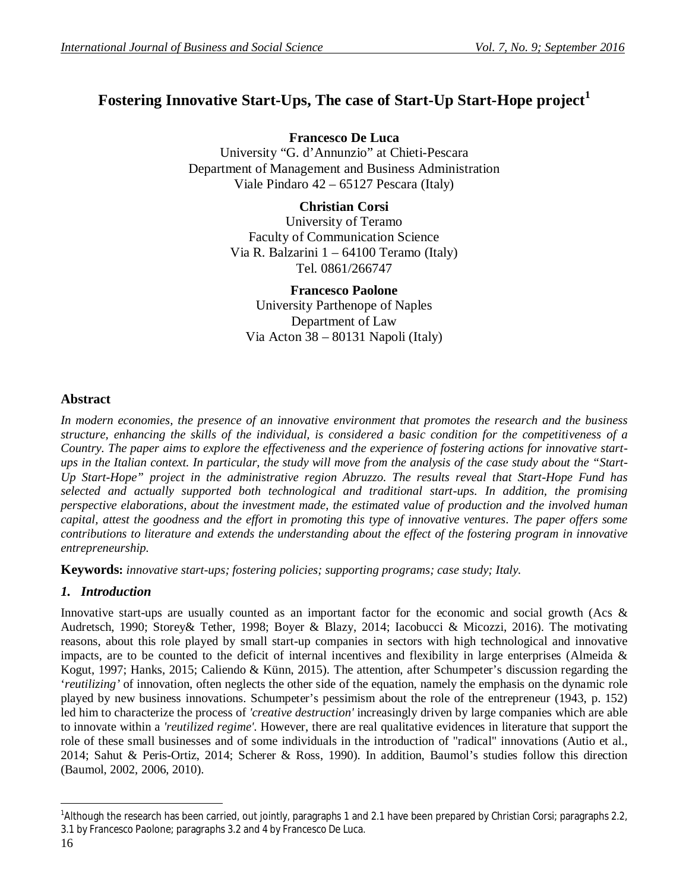# Fostering Innovative Start-Ups, The case of Start-Up Start-Hope project[1]

**Francesco De Luca**
University "G. d'Annunzio" at Chieti-Pescara
Department of Management and Business Administration
Viale Pindaro 42 – 65127 Pescara (Italy)

**Christian Corsi**
University of Teramo
Faculty of Communication Science
Via R. Balzarini 1 – 64100 Teramo (Italy)
Tel. 0861/266747

**Francesco Paolone**
University Parthenope of Naples
Department of Law
Via Acton 38 – 80131 Napoli (Italy)

## Abstract

*In modern economies, the presence of an innovative environment that promotes the research and the business structure, enhancing the skills of the individual, is considered a basic condition for the competitiveness of a Country. The paper aims to explore the effectiveness and the experience of fostering actions for innovative start-ups in the Italian context. In particular, the study will move from the analysis of the case study about the "Start-Up Start-Hope" project in the administrative region Abruzzo. The results reveal that Start-Hope Fund has selected and actually supported both technological and traditional start-ups. In addition, the promising perspective elaborations, about the investment made, the estimated value of production and the involved human capital, attest the goodness and the effort in promoting this type of innovative ventures. The paper offers some contributions to literature and extends the understanding about the effect of the fostering program in innovative entrepreneurship.*

**Keywords:** *innovative start-ups; fostering policies; supporting programs; case study; Italy.*

## 1. Introduction

Innovative start-ups are usually counted as an important factor for the economic and social growth (Acs & Audretsch, 1990; Storey& Tether, 1998; Boyer & Blazy, 2014; Iacobucci & Micozzi, 2016). The motivating reasons, about this role played by small start-up companies in sectors with high technological and innovative impacts, are to be counted to the deficit of internal incentives and flexibility in large enterprises (Almeida & Kogut, 1997; Hanks, 2015; Caliendo & Künn, 2015). The attention, after Schumpeter's discussion regarding the '*reutilizing'* of innovation, often neglects the other side of the equation, namely the emphasis on the dynamic role played by new business innovations. Schumpeter's pessimism about the role of the entrepreneur (1943, p. 152) led him to characterize the process of *'creative destruction'* increasingly driven by large companies which are able to innovate within a *'reutilized regime'*. However, there are real qualitative evidences in literature that support the role of these small businesses and of some individuals in the introduction of "radical" innovations (Autio et al., 2014; Sahut & Peris-Ortiz, 2014; Scherer & Ross, 1990). In addition, Baumol's studies follow this direction (Baumol, 2002, 2006, 2010).

---

[1] Although the research has been carried, out jointly, paragraphs 1 and 2.1 have been prepared by Christian Corsi; paragraphs 2.2, 3.1 by Francesco Paolone; paragraphs 3.2 and 4 by Francesco De Luca.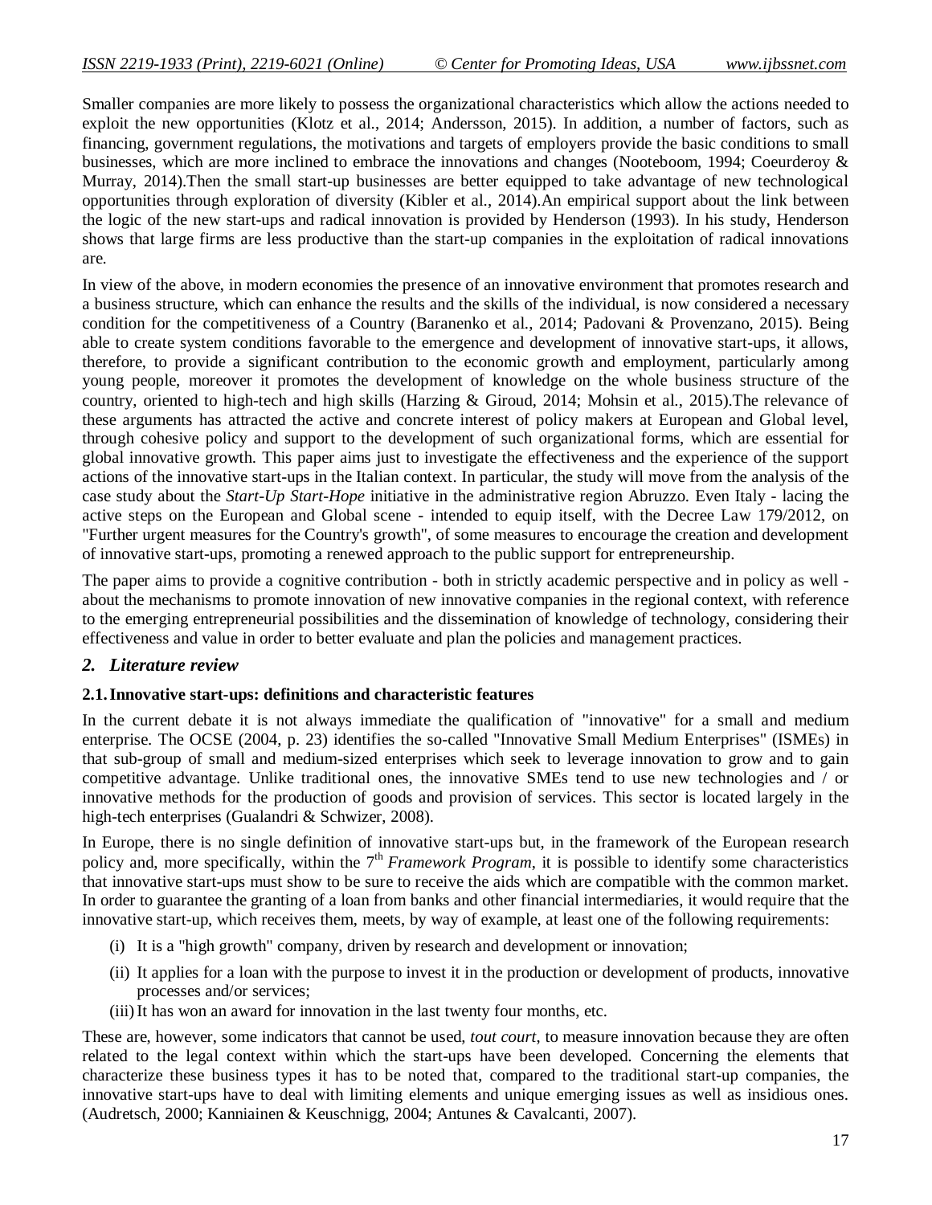Smaller companies are more likely to possess the organizational characteristics which allow the actions needed to exploit the new opportunities (Klotz et al., 2014; Andersson, 2015). In addition, a number of factors, such as financing, government regulations, the motivations and targets of employers provide the basic conditions to small businesses, which are more inclined to embrace the innovations and changes (Nooteboom, 1994; Coeurderoy & Murray, 2014).Then the small start-up businesses are better equipped to take advantage of new technological opportunities through exploration of diversity (Kibler et al., 2014).An empirical support about the link between the logic of the new start-ups and radical innovation is provided by Henderson (1993). In his study, Henderson shows that large firms are less productive than the start-up companies in the exploitation of radical innovations are.

In view of the above, in modern economies the presence of an innovative environment that promotes research and a business structure, which can enhance the results and the skills of the individual, is now considered a necessary condition for the competitiveness of a Country (Baranenko et al., 2014; Padovani & Provenzano, 2015). Being able to create system conditions favorable to the emergence and development of innovative start-ups, it allows, therefore, to provide a significant contribution to the economic growth and employment, particularly among young people, moreover it promotes the development of knowledge on the whole business structure of the country, oriented to high-tech and high skills (Harzing & Giroud, 2014; Mohsin et al., 2015).The relevance of these arguments has attracted the active and concrete interest of policy makers at European and Global level, through cohesive policy and support to the development of such organizational forms, which are essential for global innovative growth. This paper aims just to investigate the effectiveness and the experience of the support actions of the innovative start-ups in the Italian context. In particular, the study will move from the analysis of the case study about the *Start-Up Start-Hope* initiative in the administrative region Abruzzo. Even Italy - lacing the active steps on the European and Global scene - intended to equip itself, with the Decree Law 179/2012, on "Further urgent measures for the Country's growth", of some measures to encourage the creation and development of innovative start-ups, promoting a renewed approach to the public support for entrepreneurship.

The paper aims to provide a cognitive contribution - both in strictly academic perspective and in policy as well - about the mechanisms to promote innovation of new innovative companies in the regional context, with reference to the emerging entrepreneurial possibilities and the dissemination of knowledge of technology, considering their effectiveness and value in order to better evaluate and plan the policies and management practices.

## 2. Literature review

### 2.1. Innovative start-ups: definitions and characteristic features

In the current debate it is not always immediate the qualification of "innovative" for a small and medium enterprise. The OCSE (2004, p. 23) identifies the so-called "Innovative Small Medium Enterprises" (ISMEs) in that sub-group of small and medium-sized enterprises which seek to leverage innovation to grow and to gain competitive advantage. Unlike traditional ones, the innovative SMEs tend to use new technologies and / or innovative methods for the production of goods and provision of services. This sector is located largely in the high-tech enterprises (Gualandri & Schwizer, 2008).

In Europe, there is no single definition of innovative start-ups but, in the framework of the European research policy and, more specifically, within the 7th *Framework Program*, it is possible to identify some characteristics that innovative start-ups must show to be sure to receive the aids which are compatible with the common market. In order to guarantee the granting of a loan from banks and other financial intermediaries, it would require that the innovative start-up, which receives them, meets, by way of example, at least one of the following requirements:

(i) It is a "high growth" company, driven by research and development or innovation;
(ii) It applies for a loan with the purpose to invest it in the production or development of products, innovative processes and/or services;
(iii) It has won an award for innovation in the last twenty four months, etc.

These are, however, some indicators that cannot be used, *tout court*, to measure innovation because they are often related to the legal context within which the start-ups have been developed. Concerning the elements that characterize these business types it has to be noted that, compared to the traditional start-up companies, the innovative start-ups have to deal with limiting elements and unique emerging issues as well as insidious ones. (Audretsch, 2000; Kanniainen & Keuschnigg, 2004; Antunes & Cavalcanti, 2007).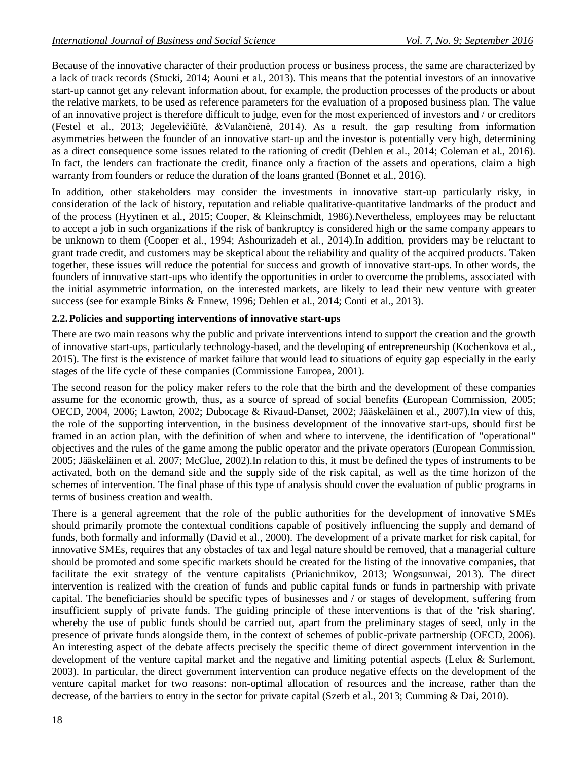Because of the innovative character of their production process or business process, the same are characterized by a lack of track records (Stucki, 2014; Aouni et al., 2013). This means that the potential investors of an innovative start-up cannot get any relevant information about, for example, the production processes of the products or about the relative markets, to be used as reference parameters for the evaluation of a proposed business plan. The value of an innovative project is therefore difficult to judge, even for the most experienced of investors and / or creditors (Festel et al., 2013; Jegelevičiūtė, &Valančienė, 2014). As a result, the gap resulting from information asymmetries between the founder of an innovative start-up and the investor is potentially very high, determining as a direct consequence some issues related to the rationing of credit (Dehlen et al., 2014; Coleman et al., 2016). In fact, the lenders can fractionate the credit, finance only a fraction of the assets and operations, claim a high warranty from founders or reduce the duration of the loans granted (Bonnet et al., 2016).

In addition, other stakeholders may consider the investments in innovative start-up particularly risky, in consideration of the lack of history, reputation and reliable qualitative-quantitative landmarks of the product and of the process (Hyytinen et al., 2015; Cooper, & Kleinschmidt, 1986).Nevertheless, employees may be reluctant to accept a job in such organizations if the risk of bankruptcy is considered high or the same company appears to be unknown to them (Cooper et al., 1994; Ashourizadeh et al., 2014).In addition, providers may be reluctant to grant trade credit, and customers may be skeptical about the reliability and quality of the acquired products. Taken together, these issues will reduce the potential for success and growth of innovative start-ups. In other words, the founders of innovative start-ups who identify the opportunities in order to overcome the problems, associated with the initial asymmetric information, on the interested markets, are likely to lead their new venture with greater success (see for example Binks & Ennew, 1996; Dehlen et al., 2014; Conti et al., 2013).

### 2.2. Policies and supporting interventions of innovative start-ups

There are two main reasons why the public and private interventions intend to support the creation and the growth of innovative start-ups, particularly technology-based, and the developing of entrepreneurship (Kochenkova et al., 2015). The first is the existence of market failure that would lead to situations of equity gap especially in the early stages of the life cycle of these companies (Commissione Europea, 2001).

The second reason for the policy maker refers to the role that the birth and the development of these companies assume for the economic growth, thus, as a source of spread of social benefits (European Commission, 2005; OECD, 2004, 2006; Lawton, 2002; Dubocage & Rivaud-Danset, 2002; Jääskeläinen et al., 2007).In view of this, the role of the supporting intervention, in the business development of the innovative start-ups, should first be framed in an action plan, with the definition of when and where to intervene, the identification of "operational" objectives and the rules of the game among the public operator and the private operators (European Commission, 2005; Jääskeläinen et al. 2007; McGlue, 2002).In relation to this, it must be defined the types of instruments to be activated, both on the demand side and the supply side of the risk capital, as well as the time horizon of the schemes of intervention. The final phase of this type of analysis should cover the evaluation of public programs in terms of business creation and wealth.

There is a general agreement that the role of the public authorities for the development of innovative SMEs should primarily promote the contextual conditions capable of positively influencing the supply and demand of funds, both formally and informally (David et al., 2000). The development of a private market for risk capital, for innovative SMEs, requires that any obstacles of tax and legal nature should be removed, that a managerial culture should be promoted and some specific markets should be created for the listing of the innovative companies, that facilitate the exit strategy of the venture capitalists (Prianichnikov, 2013; Wongsunwai, 2013). The direct intervention is realized with the creation of funds and public capital funds or funds in partnership with private capital. The beneficiaries should be specific types of businesses and / or stages of development, suffering from insufficient supply of private funds. The guiding principle of these interventions is that of the 'risk sharing', whereby the use of public funds should be carried out, apart from the preliminary stages of seed, only in the presence of private funds alongside them, in the context of schemes of public-private partnership (OECD, 2006). An interesting aspect of the debate affects precisely the specific theme of direct government intervention in the development of the venture capital market and the negative and limiting potential aspects (Lelux & Surlemont, 2003). In particular, the direct government intervention can produce negative effects on the development of the venture capital market for two reasons: non-optimal allocation of resources and the increase, rather than the decrease, of the barriers to entry in the sector for private capital (Szerb et al., 2013; Cumming & Dai, 2010).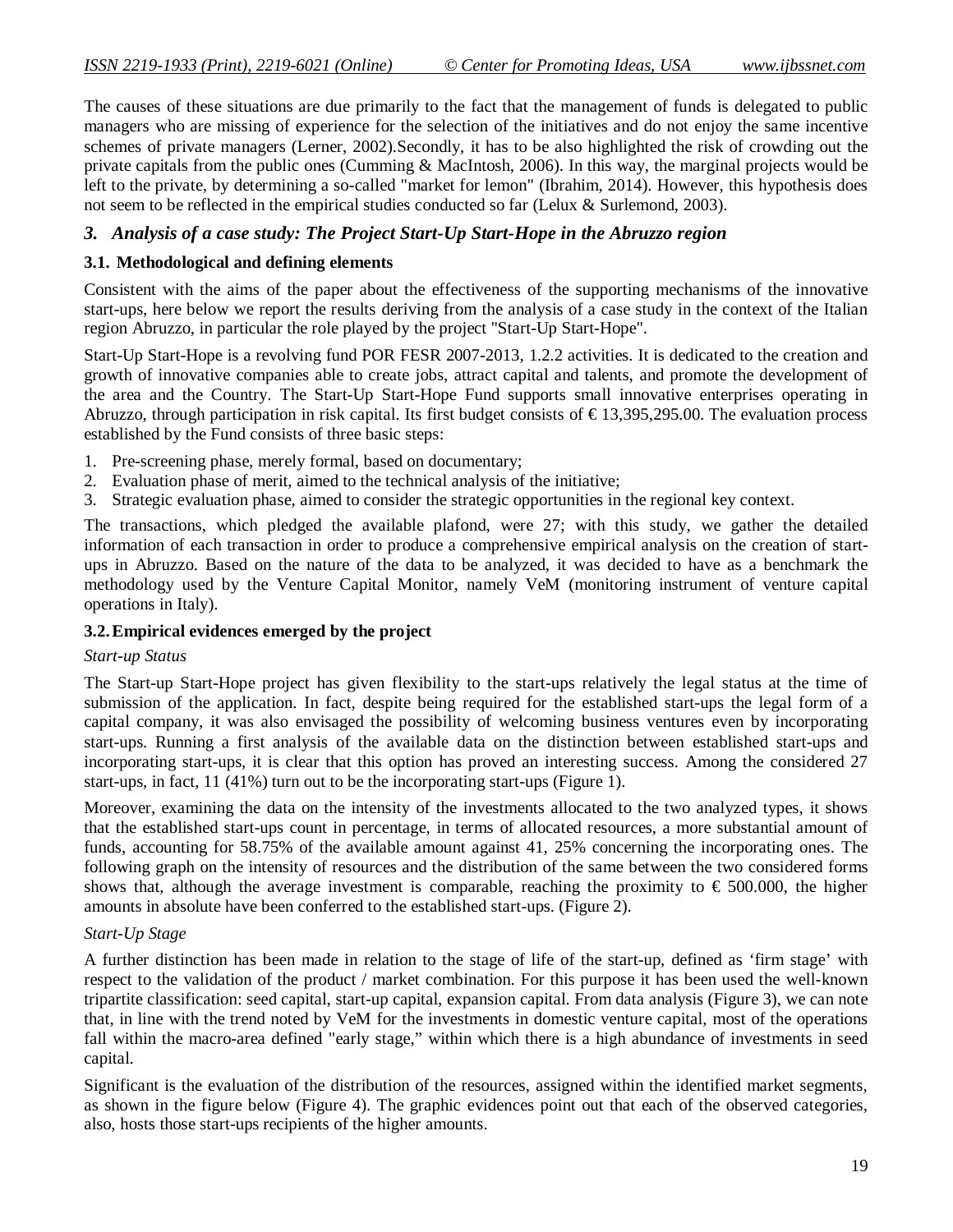The causes of these situations are due primarily to the fact that the management of funds is delegated to public managers who are missing of experience for the selection of the initiatives and do not enjoy the same incentive schemes of private managers (Lerner, 2002).Secondly, it has to be also highlighted the risk of crowding out the private capitals from the public ones (Cumming & MacIntosh, 2006). In this way, the marginal projects would be left to the private, by determining a so-called "market for lemon" (Ibrahim, 2014). However, this hypothesis does not seem to be reflected in the empirical studies conducted so far (Lelux & Surlemond, 2003).

## *3. Analysis of a case study: The Project Start-Up Start-Hope in the Abruzzo region*

### 3.1. Methodological and defining elements

Consistent with the aims of the paper about the effectiveness of the supporting mechanisms of the innovative start-ups, here below we report the results deriving from the analysis of a case study in the context of the Italian region Abruzzo, in particular the role played by the project "Start-Up Start-Hope".

Start-Up Start-Hope is a revolving fund POR FESR 2007-2013, 1.2.2 activities. It is dedicated to the creation and growth of innovative companies able to create jobs, attract capital and talents, and promote the development of the area and the Country. The Start-Up Start-Hope Fund supports small innovative enterprises operating in Abruzzo, through participation in risk capital. Its first budget consists of € 13,395,295.00. The evaluation process established by the Fund consists of three basic steps:

1. Pre-screening phase, merely formal, based on documentary;
2. Evaluation phase of merit, aimed to the technical analysis of the initiative;
3. Strategic evaluation phase, aimed to consider the strategic opportunities in the regional key context.

The transactions, which pledged the available plafond, were 27; with this study, we gather the detailed information of each transaction in order to produce a comprehensive empirical analysis on the creation of start-ups in Abruzzo. Based on the nature of the data to be analyzed, it was decided to have as a benchmark the methodology used by the Venture Capital Monitor, namely VeM (monitoring instrument of venture capital operations in Italy).

### 3.2. Empirical evidences emerged by the project

*Start-up Status*

The Start-up Start-Hope project has given flexibility to the start-ups relatively the legal status at the time of submission of the application. In fact, despite being required for the established start-ups the legal form of a capital company, it was also envisaged the possibility of welcoming business ventures even by incorporating start-ups. Running a first analysis of the available data on the distinction between established start-ups and incorporating start-ups, it is clear that this option has proved an interesting success. Among the considered 27 start-ups, in fact, 11 (41%) turn out to be the incorporating start-ups (Figure 1).

Moreover, examining the data on the intensity of the investments allocated to the two analyzed types, it shows that the established start-ups count in percentage, in terms of allocated resources, a more substantial amount of funds, accounting for 58.75% of the available amount against 41, 25% concerning the incorporating ones. The following graph on the intensity of resources and the distribution of the same between the two considered forms shows that, although the average investment is comparable, reaching the proximity to € 500.000, the higher amounts in absolute have been conferred to the established start-ups. (Figure 2).

*Start-Up Stage*

A further distinction has been made in relation to the stage of life of the start-up, defined as 'firm stage' with respect to the validation of the product / market combination. For this purpose it has been used the well-known tripartite classification: seed capital, start-up capital, expansion capital. From data analysis (Figure 3), we can note that, in line with the trend noted by VeM for the investments in domestic venture capital, most of the operations fall within the macro-area defined "early stage," within which there is a high abundance of investments in seed capital.

Significant is the evaluation of the distribution of the resources, assigned within the identified market segments, as shown in the figure below (Figure 4). The graphic evidences point out that each of the observed categories, also, hosts those start-ups recipients of the higher amounts.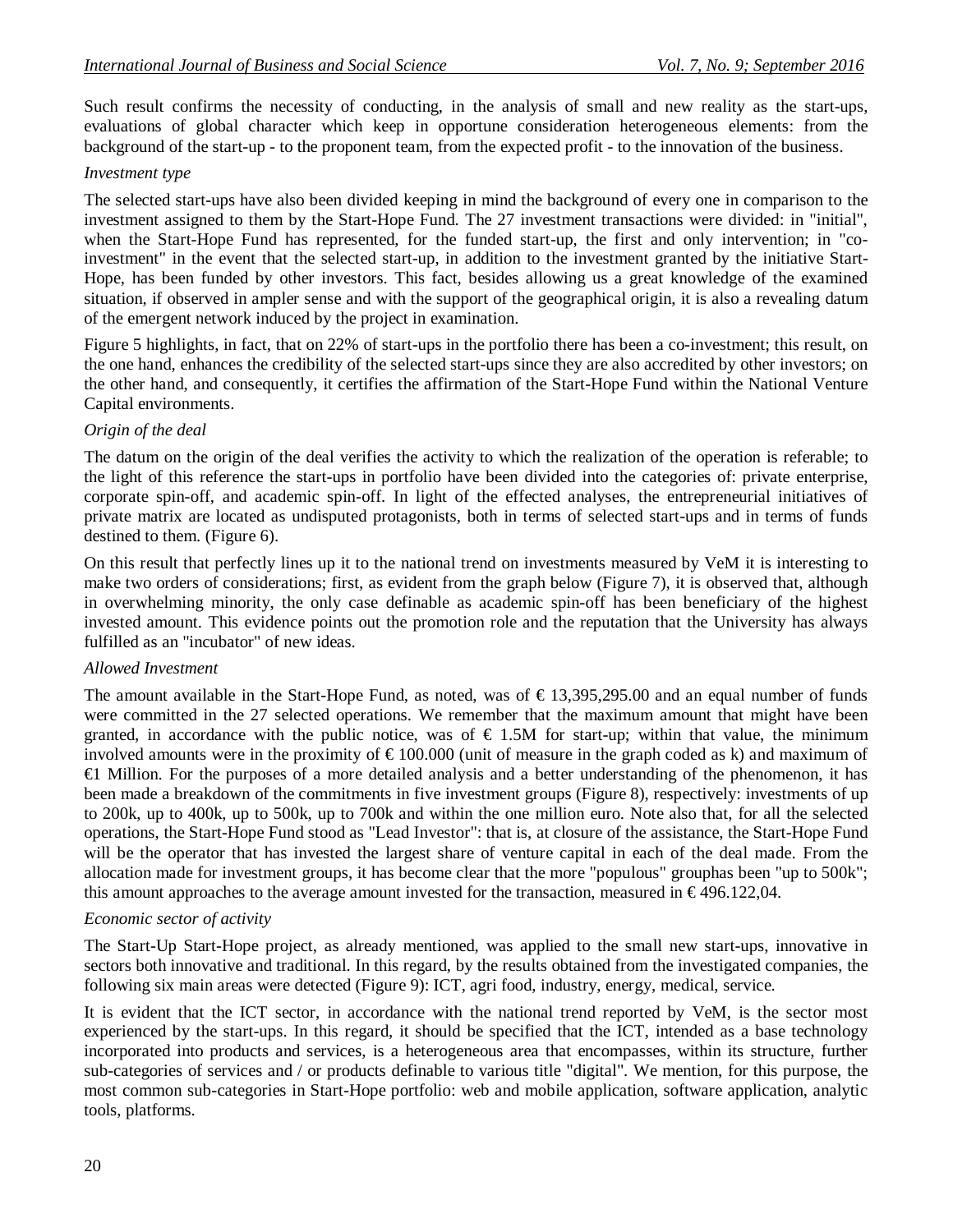Such result confirms the necessity of conducting, in the analysis of small and new reality as the start-ups, evaluations of global character which keep in opportune consideration heterogeneous elements: from the background of the start-up - to the proponent team, from the expected profit - to the innovation of the business.

*Investment type*

The selected start-ups have also been divided keeping in mind the background of every one in comparison to the investment assigned to them by the Start-Hope Fund. The 27 investment transactions were divided: in "initial", when the Start-Hope Fund has represented, for the funded start-up, the first and only intervention; in "co-investment" in the event that the selected start-up, in addition to the investment granted by the initiative Start-Hope, has been funded by other investors. This fact, besides allowing us a great knowledge of the examined situation, if observed in ampler sense and with the support of the geographical origin, it is also a revealing datum of the emergent network induced by the project in examination.

Figure 5 highlights, in fact, that on 22% of start-ups in the portfolio there has been a co-investment; this result, on the one hand, enhances the credibility of the selected start-ups since they are also accredited by other investors; on the other hand, and consequently, it certifies the affirmation of the Start-Hope Fund within the National Venture Capital environments.

*Origin of the deal*

The datum on the origin of the deal verifies the activity to which the realization of the operation is referable; to the light of this reference the start-ups in portfolio have been divided into the categories of: private enterprise, corporate spin-off, and academic spin-off. In light of the effected analyses, the entrepreneurial initiatives of private matrix are located as undisputed protagonists, both in terms of selected start-ups and in terms of funds destined to them. (Figure 6).

On this result that perfectly lines up it to the national trend on investments measured by VeM it is interesting to make two orders of considerations; first, as evident from the graph below (Figure 7), it is observed that, although in overwhelming minority, the only case definable as academic spin-off has been beneficiary of the highest invested amount. This evidence points out the promotion role and the reputation that the University has always fulfilled as an "incubator" of new ideas.

*Allowed Investment*

The amount available in the Start-Hope Fund, as noted, was of € 13,395,295.00 and an equal number of funds were committed in the 27 selected operations. We remember that the maximum amount that might have been granted, in accordance with the public notice, was of € 1.5M for start-up; within that value, the minimum involved amounts were in the proximity of € 100.000 (unit of measure in the graph coded as k) and maximum of €1 Million. For the purposes of a more detailed analysis and a better understanding of the phenomenon, it has been made a breakdown of the commitments in five investment groups (Figure 8), respectively: investments of up to 200k, up to 400k, up to 500k, up to 700k and within the one million euro. Note also that, for all the selected operations, the Start-Hope Fund stood as "Lead Investor": that is, at closure of the assistance, the Start-Hope Fund will be the operator that has invested the largest share of venture capital in each of the deal made. From the allocation made for investment groups, it has become clear that the more "populous" grouphas been "up to 500k"; this amount approaches to the average amount invested for the transaction, measured in € 496.122,04.

*Economic sector of activity*

The Start-Up Start-Hope project, as already mentioned, was applied to the small new start-ups, innovative in sectors both innovative and traditional. In this regard, by the results obtained from the investigated companies, the following six main areas were detected (Figure 9): ICT, agri food, industry, energy, medical, service.

It is evident that the ICT sector, in accordance with the national trend reported by VeM, is the sector most experienced by the start-ups. In this regard, it should be specified that the ICT, intended as a base technology incorporated into products and services, is a heterogeneous area that encompasses, within its structure, further sub-categories of services and / or products definable to various title "digital". We mention, for this purpose, the most common sub-categories in Start-Hope portfolio: web and mobile application, software application, analytic tools, platforms.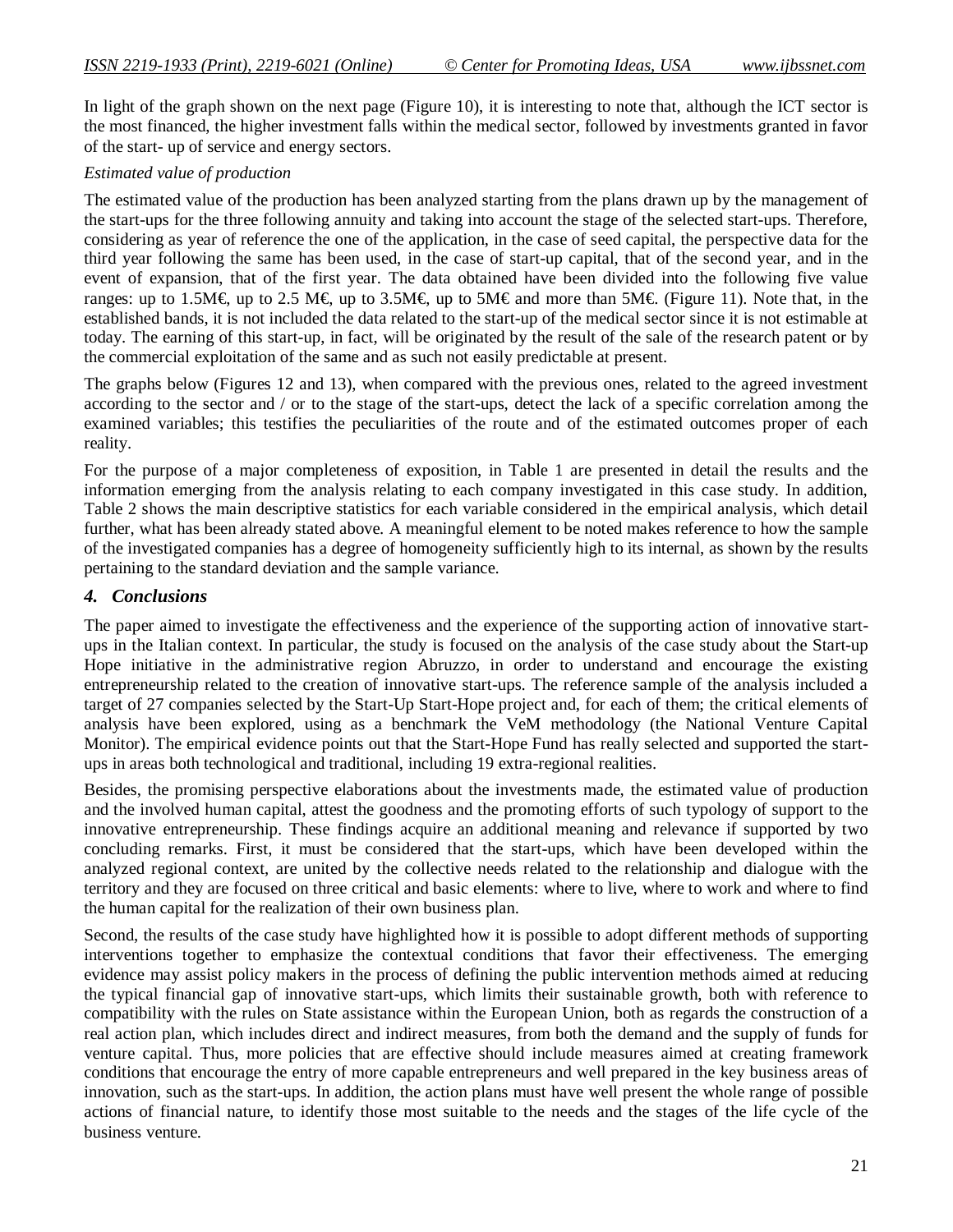In light of the graph shown on the next page (Figure 10), it is interesting to note that, although the ICT sector is the most financed, the higher investment falls within the medical sector, followed by investments granted in favor of the start- up of service and energy sectors.

*Estimated value of production*

The estimated value of the production has been analyzed starting from the plans drawn up by the management of the start-ups for the three following annuity and taking into account the stage of the selected start-ups. Therefore, considering as year of reference the one of the application, in the case of seed capital, the perspective data for the third year following the same has been used, in the case of start-up capital, that of the second year, and in the event of expansion, that of the first year. The data obtained have been divided into the following five value ranges: up to 1.5M€, up to 2.5 M€, up to 3.5M€, up to 5M€ and more than 5M€. (Figure 11). Note that, in the established bands, it is not included the data related to the start-up of the medical sector since it is not estimable at today. The earning of this start-up, in fact, will be originated by the result of the sale of the research patent or by the commercial exploitation of the same and as such not easily predictable at present.

The graphs below (Figures 12 and 13), when compared with the previous ones, related to the agreed investment according to the sector and / or to the stage of the start-ups, detect the lack of a specific correlation among the examined variables; this testifies the peculiarities of the route and of the estimated outcomes proper of each reality.

For the purpose of a major completeness of exposition, in Table 1 are presented in detail the results and the information emerging from the analysis relating to each company investigated in this case study. In addition, Table 2 shows the main descriptive statistics for each variable considered in the empirical analysis, which detail further, what has been already stated above. A meaningful element to be noted makes reference to how the sample of the investigated companies has a degree of homogeneity sufficiently high to its internal, as shown by the results pertaining to the standard deviation and the sample variance.

## *4. Conclusions*

The paper aimed to investigate the effectiveness and the experience of the supporting action of innovative start-ups in the Italian context. In particular, the study is focused on the analysis of the case study about the Start-up Hope initiative in the administrative region Abruzzo, in order to understand and encourage the existing entrepreneurship related to the creation of innovative start-ups. The reference sample of the analysis included a target of 27 companies selected by the Start-Up Start-Hope project and, for each of them; the critical elements of analysis have been explored, using as a benchmark the VeM methodology (the National Venture Capital Monitor). The empirical evidence points out that the Start-Hope Fund has really selected and supported the start-ups in areas both technological and traditional, including 19 extra-regional realities.

Besides, the promising perspective elaborations about the investments made, the estimated value of production and the involved human capital, attest the goodness and the promoting efforts of such typology of support to the innovative entrepreneurship. These findings acquire an additional meaning and relevance if supported by two concluding remarks. First, it must be considered that the start-ups, which have been developed within the analyzed regional context, are united by the collective needs related to the relationship and dialogue with the territory and they are focused on three critical and basic elements: where to live, where to work and where to find the human capital for the realization of their own business plan.

Second, the results of the case study have highlighted how it is possible to adopt different methods of supporting interventions together to emphasize the contextual conditions that favor their effectiveness. The emerging evidence may assist policy makers in the process of defining the public intervention methods aimed at reducing the typical financial gap of innovative start-ups, which limits their sustainable growth, both with reference to compatibility with the rules on State assistance within the European Union, both as regards the construction of a real action plan, which includes direct and indirect measures, from both the demand and the supply of funds for venture capital. Thus, more policies that are effective should include measures aimed at creating framework conditions that encourage the entry of more capable entrepreneurs and well prepared in the key business areas of innovation, such as the start-ups. In addition, the action plans must have well present the whole range of possible actions of financial nature, to identify those most suitable to the needs and the stages of the life cycle of the business venture.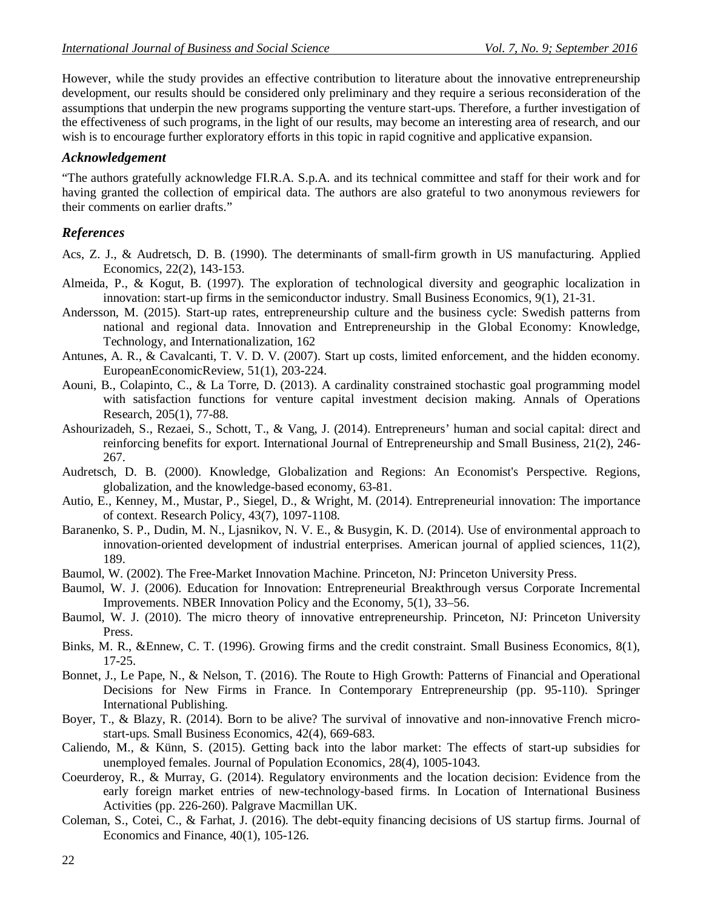However, while the study provides an effective contribution to literature about the innovative entrepreneurship development, our results should be considered only preliminary and they require a serious reconsideration of the assumptions that underpin the new programs supporting the venture start-ups. Therefore, a further investigation of the effectiveness of such programs, in the light of our results, may become an interesting area of research, and our wish is to encourage further exploratory efforts in this topic in rapid cognitive and applicative expansion.

## *Acknowledgement*

"The authors gratefully acknowledge FI.R.A. S.p.A. and its technical committee and staff for their work and for having granted the collection of empirical data. The authors are also grateful to two anonymous reviewers for their comments on earlier drafts."

## *References*

Acs, Z. J., & Audretsch, D. B. (1990). The determinants of small-firm growth in US manufacturing. Applied Economics, 22(2), 143-153.

Almeida, P., & Kogut, B. (1997). The exploration of technological diversity and geographic localization in innovation: start-up firms in the semiconductor industry. Small Business Economics, 9(1), 21-31.

Andersson, M. (2015). Start-up rates, entrepreneurship culture and the business cycle: Swedish patterns from national and regional data. Innovation and Entrepreneurship in the Global Economy: Knowledge, Technology, and Internationalization, 162

Antunes, A. R., & Cavalcanti, T. V. D. V. (2007). Start up costs, limited enforcement, and the hidden economy. EuropeanEconomicReview, 51(1), 203-224.

Aouni, B., Colapinto, C., & La Torre, D. (2013). A cardinality constrained stochastic goal programming model with satisfaction functions for venture capital investment decision making. Annals of Operations Research, 205(1), 77-88.

Ashourizadeh, S., Rezaei, S., Schott, T., & Vang, J. (2014). Entrepreneurs' human and social capital: direct and reinforcing benefits for export. International Journal of Entrepreneurship and Small Business, 21(2), 246-267.

Audretsch, D. B. (2000). Knowledge, Globalization and Regions: An Economist's Perspective. Regions, globalization, and the knowledge-based economy, 63-81.

Autio, E., Kenney, M., Mustar, P., Siegel, D., & Wright, M. (2014). Entrepreneurial innovation: The importance of context. Research Policy, 43(7), 1097-1108.

Baranenko, S. P., Dudin, M. N., Ljasnikov, N. V. E., & Busygin, K. D. (2014). Use of environmental approach to innovation-oriented development of industrial enterprises. American journal of applied sciences, 11(2), 189.

Baumol, W. (2002). The Free-Market Innovation Machine. Princeton, NJ: Princeton University Press.

Baumol, W. J. (2006). Education for Innovation: Entrepreneurial Breakthrough versus Corporate Incremental Improvements. NBER Innovation Policy and the Economy, 5(1), 33–56.

Baumol, W. J. (2010). The micro theory of innovative entrepreneurship. Princeton, NJ: Princeton University Press.

Binks, M. R., &Ennew, C. T. (1996). Growing firms and the credit constraint. Small Business Economics, 8(1), 17-25.

Bonnet, J., Le Pape, N., & Nelson, T. (2016). The Route to High Growth: Patterns of Financial and Operational Decisions for New Firms in France. In Contemporary Entrepreneurship (pp. 95-110). Springer International Publishing.

Boyer, T., & Blazy, R. (2014). Born to be alive? The survival of innovative and non-innovative French micro-start-ups. Small Business Economics, 42(4), 669-683.

Caliendo, M., & Künn, S. (2015). Getting back into the labor market: The effects of start-up subsidies for unemployed females. Journal of Population Economics, 28(4), 1005-1043.

Coeurderoy, R., & Murray, G. (2014). Regulatory environments and the location decision: Evidence from the early foreign market entries of new-technology-based firms. In Location of International Business Activities (pp. 226-260). Palgrave Macmillan UK.

Coleman, S., Cotei, C., & Farhat, J. (2016). The debt-equity financing decisions of US startup firms. Journal of Economics and Finance, 40(1), 105-126.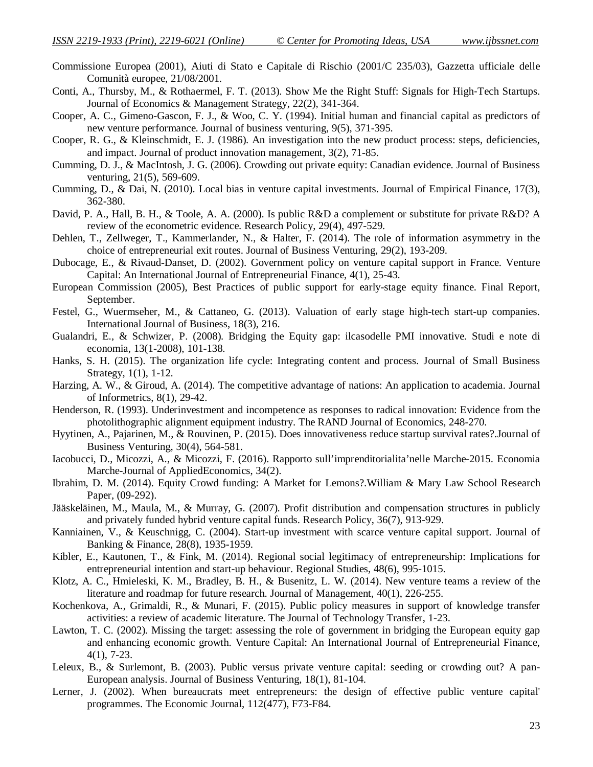Commissione Europea (2001), Aiuti di Stato e Capitale di Rischio (2001/C 235/03), Gazzetta ufficiale delle Comunità europee, 21/08/2001.

Conti, A., Thursby, M., & Rothaermel, F. T. (2013). Show Me the Right Stuff: Signals for High-Tech Startups. Journal of Economics & Management Strategy, 22(2), 341-364.

Cooper, A. C., Gimeno-Gascon, F. J., & Woo, C. Y. (1994). Initial human and financial capital as predictors of new venture performance. Journal of business venturing, 9(5), 371-395.

Cooper, R. G., & Kleinschmidt, E. J. (1986). An investigation into the new product process: steps, deficiencies, and impact. Journal of product innovation management, 3(2), 71-85.

Cumming, D. J., & MacIntosh, J. G. (2006). Crowding out private equity: Canadian evidence. Journal of Business venturing, 21(5), 569-609.

Cumming, D., & Dai, N. (2010). Local bias in venture capital investments. Journal of Empirical Finance, 17(3), 362-380.

David, P. A., Hall, B. H., & Toole, A. A. (2000). Is public R&D a complement or substitute for private R&D? A review of the econometric evidence. Research Policy, 29(4), 497-529.

Dehlen, T., Zellweger, T., Kammerlander, N., & Halter, F. (2014). The role of information asymmetry in the choice of entrepreneurial exit routes. Journal of Business Venturing, 29(2), 193-209.

Dubocage, E., & Rivaud-Danset, D. (2002). Government policy on venture capital support in France. Venture Capital: An International Journal of Entrepreneurial Finance, 4(1), 25-43.

European Commission (2005), Best Practices of public support for early-stage equity finance. Final Report, September.

Festel, G., Wuermseher, M., & Cattaneo, G. (2013). Valuation of early stage high-tech start-up companies. International Journal of Business, 18(3), 216.

Gualandri, E., & Schwizer, P. (2008). Bridging the Equity gap: ilcasodelle PMI innovative. Studi e note di economia, 13(1-2008), 101-138.

Hanks, S. H. (2015). The organization life cycle: Integrating content and process. Journal of Small Business Strategy, 1(1), 1-12.

Harzing, A. W., & Giroud, A. (2014). The competitive advantage of nations: An application to academia. Journal of Informetrics, 8(1), 29-42.

Henderson, R. (1993). Underinvestment and incompetence as responses to radical innovation: Evidence from the photolithographic alignment equipment industry. The RAND Journal of Economics, 248-270.

Hyytinen, A., Pajarinen, M., & Rouvinen, P. (2015). Does innovativeness reduce startup survival rates?.Journal of Business Venturing, 30(4), 564-581.

Iacobucci, D., Micozzi, A., & Micozzi, F. (2016). Rapporto sull'imprenditorialita'nelle Marche-2015. Economia Marche-Journal of AppliedEconomics, 34(2).

Ibrahim, D. M. (2014). Equity Crowd funding: A Market for Lemons?.William & Mary Law School Research Paper, (09-292).

Jääskeläinen, M., Maula, M., & Murray, G. (2007). Profit distribution and compensation structures in publicly and privately funded hybrid venture capital funds. Research Policy, 36(7), 913-929.

Kanniainen, V., & Keuschnigg, C. (2004). Start-up investment with scarce venture capital support. Journal of Banking & Finance, 28(8), 1935-1959.

Kibler, E., Kautonen, T., & Fink, M. (2014). Regional social legitimacy of entrepreneurship: Implications for entrepreneurial intention and start-up behaviour. Regional Studies, 48(6), 995-1015.

Klotz, A. C., Hmieleski, K. M., Bradley, B. H., & Busenitz, L. W. (2014). New venture teams a review of the literature and roadmap for future research. Journal of Management, 40(1), 226-255.

Kochenkova, A., Grimaldi, R., & Munari, F. (2015). Public policy measures in support of knowledge transfer activities: a review of academic literature. The Journal of Technology Transfer, 1-23.

Lawton, T. C. (2002). Missing the target: assessing the role of government in bridging the European equity gap and enhancing economic growth. Venture Capital: An International Journal of Entrepreneurial Finance, 4(1), 7-23.

Leleux, B., & Surlemont, B. (2003). Public versus private venture capital: seeding or crowding out? A pan-European analysis. Journal of Business Venturing, 18(1), 81-104.

Lerner, J. (2002). When bureaucrats meet entrepreneurs: the design of effective public venture capital' programmes. The Economic Journal, 112(477), F73-F84.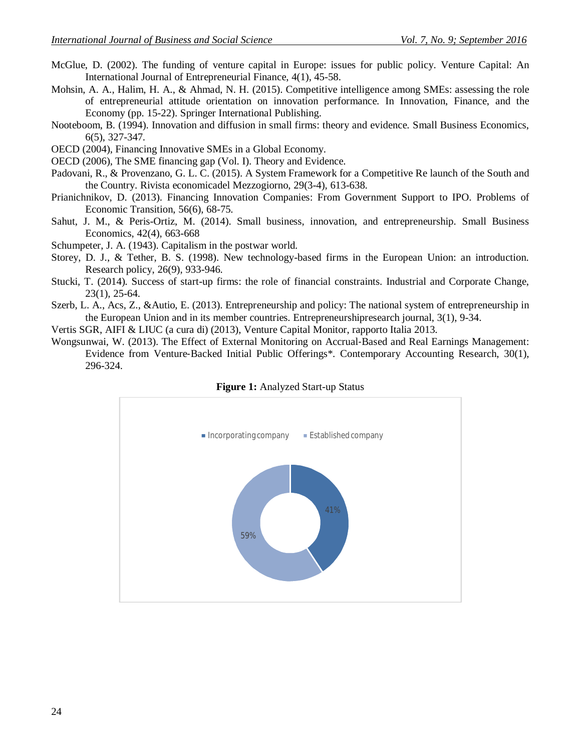McGlue, D. (2002). The funding of venture capital in Europe: issues for public policy. Venture Capital: An International Journal of Entrepreneurial Finance, 4(1), 45-58.

Mohsin, A. A., Halim, H. A., & Ahmad, N. H. (2015). Competitive intelligence among SMEs: assessing the role of entrepreneurial attitude orientation on innovation performance. In Innovation, Finance, and the Economy (pp. 15-22). Springer International Publishing.

Nooteboom, B. (1994). Innovation and diffusion in small firms: theory and evidence. Small Business Economics, 6(5), 327-347.

OECD (2004), Financing Innovative SMEs in a Global Economy.

OECD (2006), The SME financing gap (Vol. I). Theory and Evidence.

Padovani, R., & Provenzano, G. L. C. (2015). A System Framework for a Competitive Re launch of the South and the Country. Rivista economicadel Mezzogiorno, 29(3-4), 613-638.

Prianichnikov, D. (2013). Financing Innovation Companies: From Government Support to IPO. Problems of Economic Transition, 56(6), 68-75.

Sahut, J. M., & Peris-Ortiz, M. (2014). Small business, innovation, and entrepreneurship. Small Business Economics, 42(4), 663-668

Schumpeter, J. A. (1943). Capitalism in the postwar world.

Storey, D. J., & Tether, B. S. (1998). New technology-based firms in the European Union: an introduction. Research policy, 26(9), 933-946.

Stucki, T. (2014). Success of start-up firms: the role of financial constraints. Industrial and Corporate Change, 23(1), 25-64.

Szerb, L. A., Acs, Z., &Autio, E. (2013). Entrepreneurship and policy: The national system of entrepreneurship in the European Union and in its member countries. Entrepreneurshipresearch journal, 3(1), 9-34.

Vertis SGR, AIFI & LIUC (a cura di) (2013), Venture Capital Monitor, rapporto Italia 2013.

Wongsunwai, W. (2013). The Effect of External Monitoring on Accrual-Based and Real Earnings Management: Evidence from Venture-Backed Initial Public Offerings*. Contemporary Accounting Research, 30(1), 296-324.

**Figure 1:** Analyzed Start-up Status

| Status | Share |
|---|---|
| Incorporating company | 41% |
| Established company | 59% |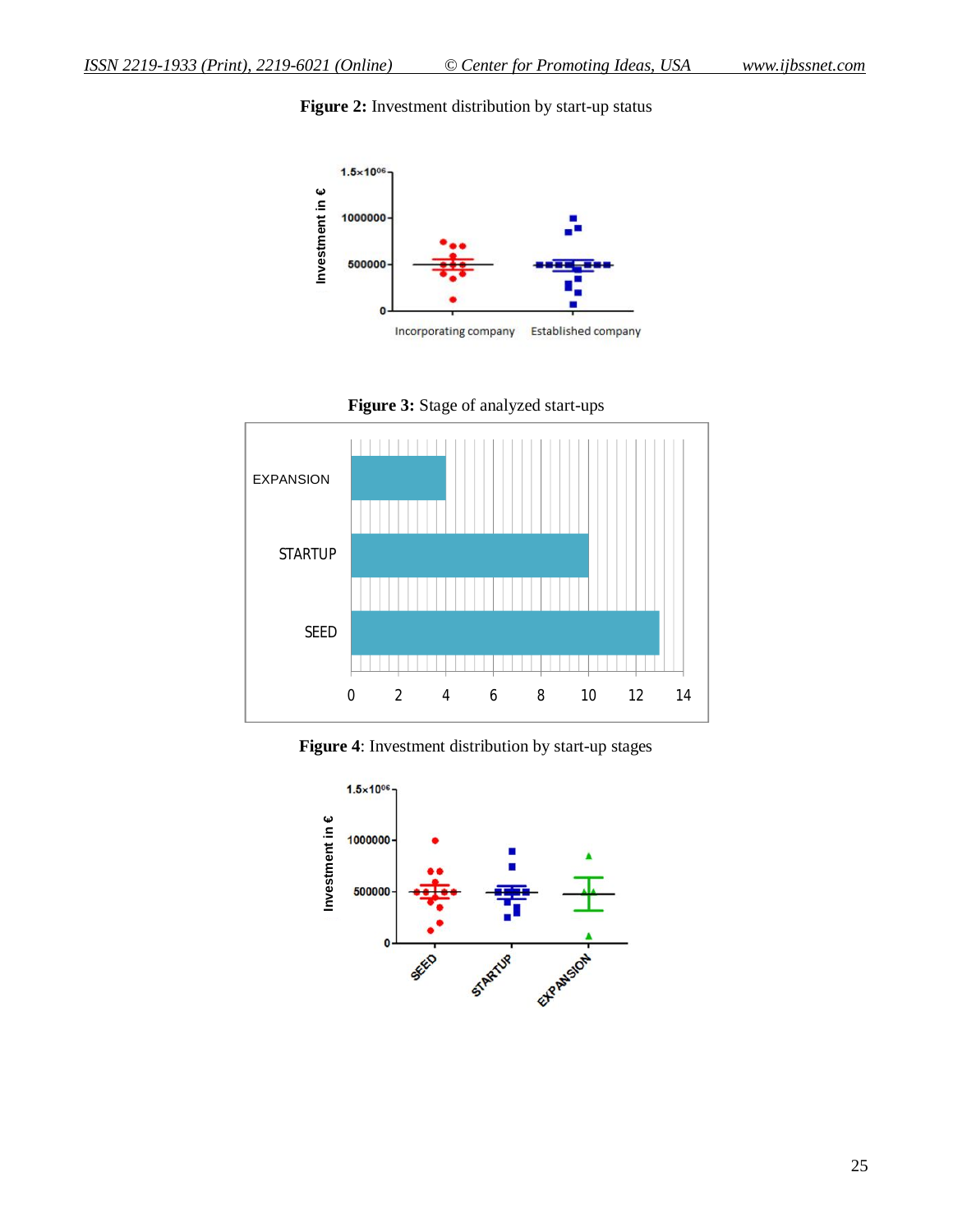**Figure 2:** Investment distribution by start-up status

**Figure 3:** Stage of analyzed start-ups

**Figure 4**: Investment distribution by start-up stages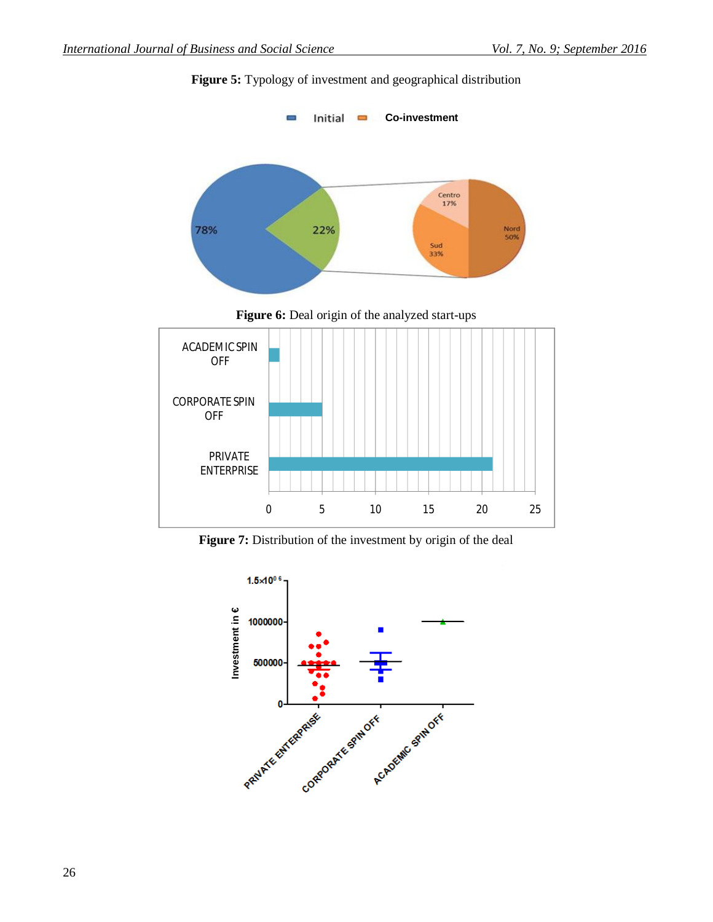**Figure 5:** Typology of investment and geographical distribution

**Figure 6:** Deal origin of the analyzed start-ups

**Figure 7:** Distribution of the investment by origin of the deal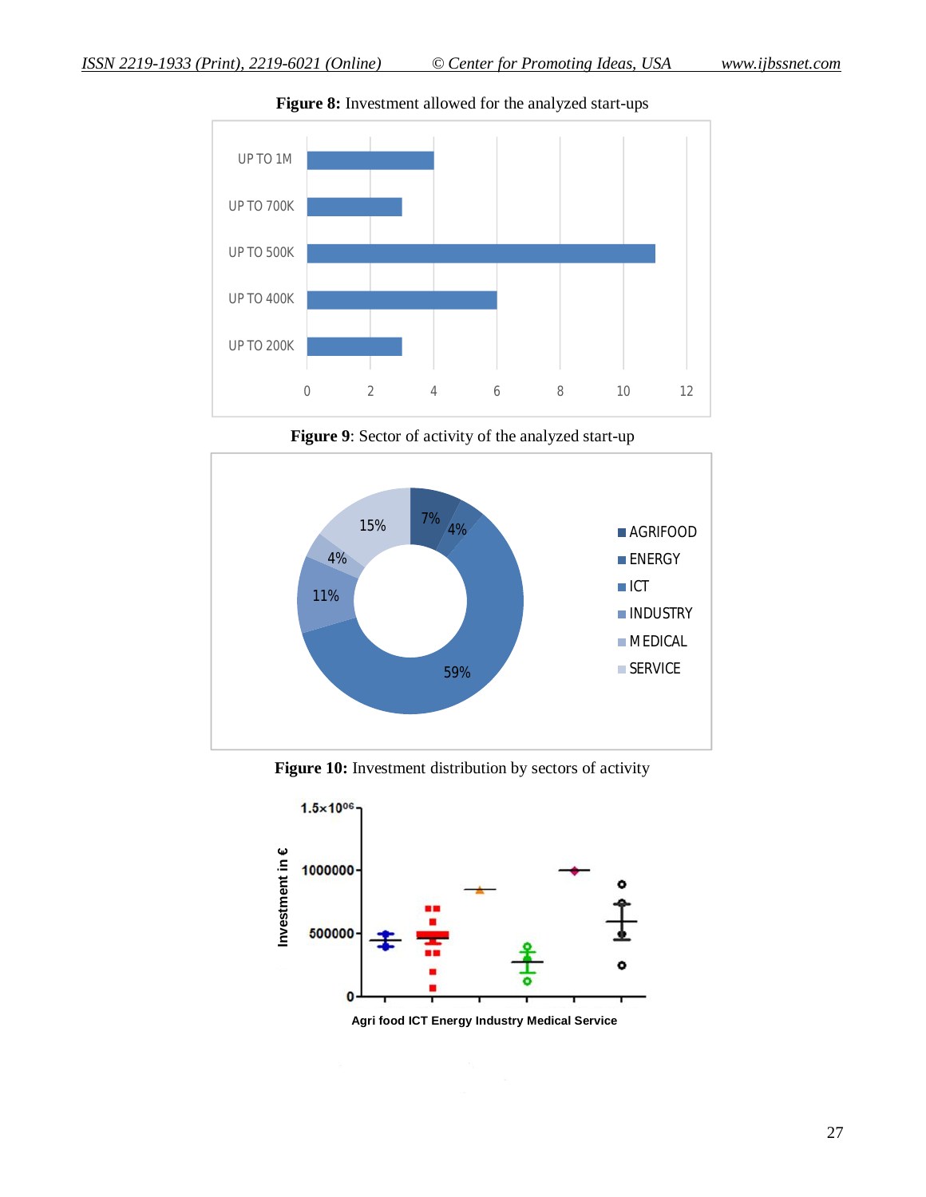**Figure 8:** Investment allowed for the analyzed start-ups

**Figure 9**: Sector of activity of the analyzed start-up

**Figure 10:** Investment distribution by sectors of activity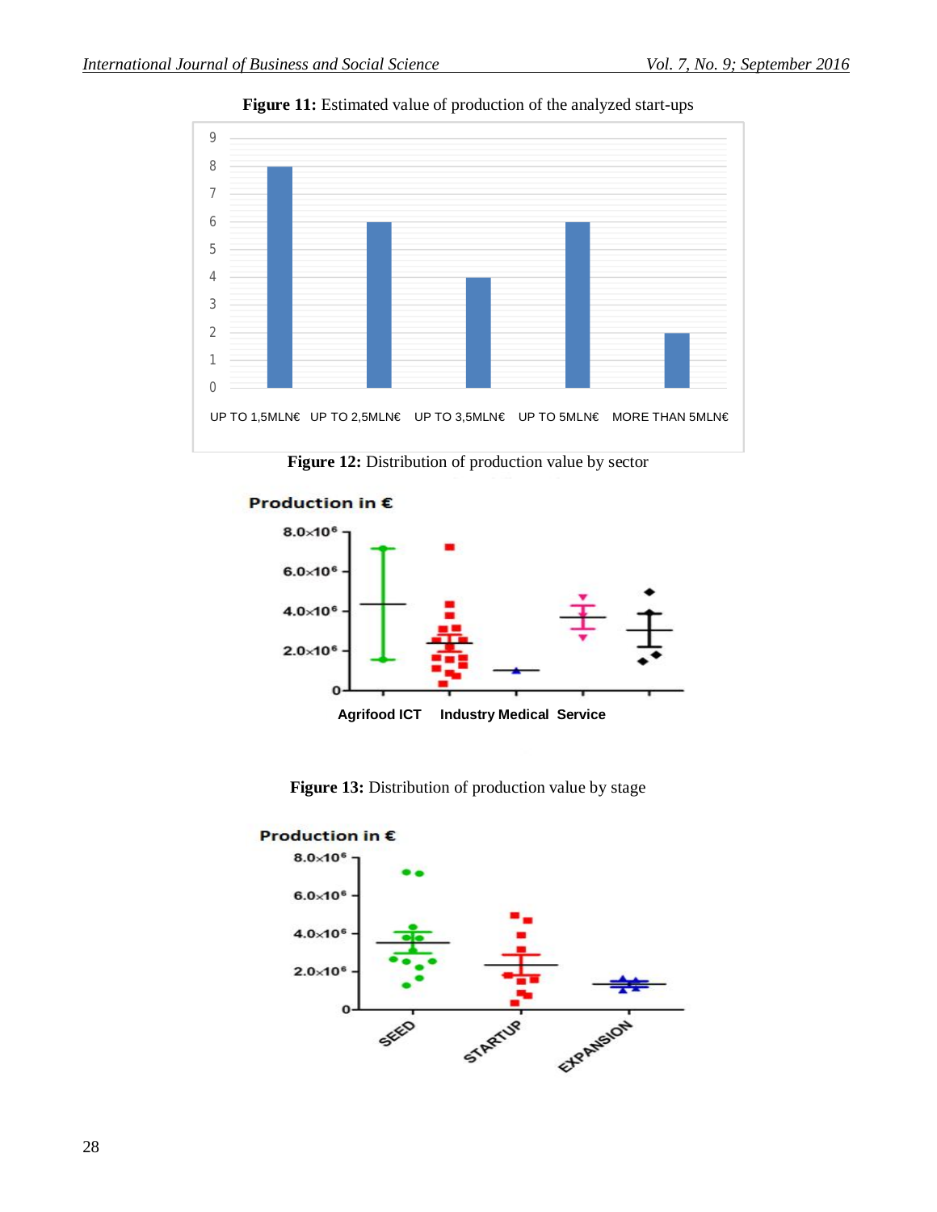**Figure 11:** Estimated value of production of the analyzed start-ups

**Figure 12:** Distribution of production value by sector

**Figure 13:** Distribution of production value by stage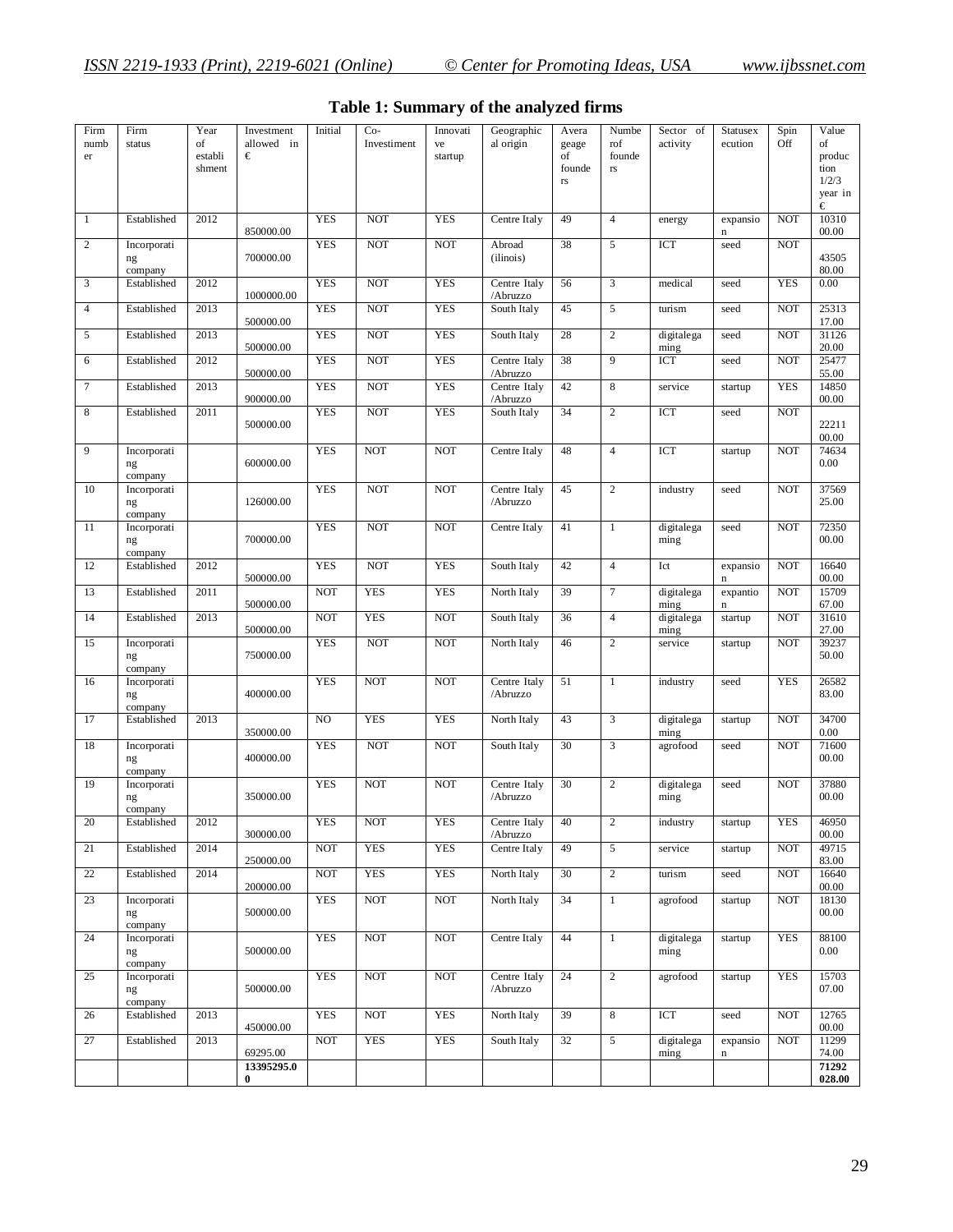## Table 1: Summary of the analyzed firms

| Firm number | Firm status | Year of establishment | Investment allowed in € | Initial | Co-Investment | Innovative startup | Geographical origin | Average age of founders | Number of founders | Sector of activity | Statusexecution | Spin Off | Value of production 1/2/3 year in € |
|---|---|---|---|---|---|---|---|---|---|---|---|---|---|
| 1 | Established | 2012 | 850000.00 | YES | NOT | YES | Centre Italy | 49 | 4 | energy | expansion | NOT | 1031000.00 |
| 2 | Incorporating company | | 700000.00 | YES | NOT | NOT | Abroad (ilinois) | 38 | 5 | ICT | seed | NOT | 4350580.00 |
| 3 | Established | 2012 | 1000000.00 | YES | NOT | YES | Centre Italy /Abruzzo | 56 | 3 | medical | seed | YES | 0.00 |
| 4 | Established | 2013 | 500000.00 | YES | NOT | YES | South Italy | 45 | 5 | turism | seed | NOT | 2531317.00 |
| 5 | Established | 2013 | 500000.00 | YES | NOT | YES | South Italy | 28 | 2 | digitalegaming | seed | NOT | 3112620.00 |
| 6 | Established | 2012 | 500000.00 | YES | NOT | YES | Centre Italy /Abruzzo | 38 | 9 | ICT | seed | NOT | 2547755.00 |
| 7 | Established | 2013 | 900000.00 | YES | NOT | YES | Centre Italy /Abruzzo | 42 | 8 | service | startup | YES | 1485000.00 |
| 8 | Established | 2011 | 500000.00 | YES | NOT | YES | South Italy | 34 | 2 | ICT | seed | NOT | 2221100.00 |
| 9 | Incorporating company | | 600000.00 | YES | NOT | NOT | Centre Italy | 48 | 4 | ICT | startup | NOT | 746340.00 |
| 10 | Incorporating company | | 126000.00 | YES | NOT | NOT | Centre Italy /Abruzzo | 45 | 2 | industry | seed | NOT | 3756925.00 |
| 11 | Incorporating company | | 700000.00 | YES | NOT | NOT | Centre Italy | 41 | 1 | digitalegaming | seed | NOT | 7235000.00 |
| 12 | Established | 2012 | 500000.00 | YES | NOT | YES | South Italy | 42 | 4 | Ict | expansion | NOT | 1664000.00 |
| 13 | Established | 2011 | 500000.00 | NOT | YES | YES | North Italy | 39 | 7 | digitalegaming | expantion | NOT | 1570967.00 |
| 14 | Established | 2013 | 500000.00 | NOT | YES | NOT | South Italy | 36 | 4 | digitalegaming | startup | NOT | 3161027.00 |
| 15 | Incorporating company | | 750000.00 | YES | NOT | NOT | North Italy | 46 | 2 | service | startup | NOT | 3923750.00 |
| 16 | Incorporating company | | 400000.00 | YES | NOT | NOT | Centre Italy /Abruzzo | 51 | 1 | industry | seed | YES | 2658283.00 |
| 17 | Established | 2013 | 350000.00 | NO | YES | YES | North Italy | 43 | 3 | digitalegaming | startup | NOT | 347000.00 |
| 18 | Incorporating company | | 400000.00 | YES | NOT | NOT | South Italy | 30 | 3 | agrofood | seed | NOT | 7160000.00 |
| 19 | Incorporating company | | 350000.00 | YES | NOT | NOT | Centre Italy /Abruzzo | 30 | 2 | digitalegaming | seed | NOT | 3788000.00 |
| 20 | Established | 2012 | 300000.00 | YES | NOT | YES | Centre Italy /Abruzzo | 40 | 2 | industry | startup | YES | 4695000.00 |
| 21 | Established | 2014 | 250000.00 | NOT | YES | YES | Centre Italy | 49 | 5 | service | startup | NOT | 4971583.00 |
| 22 | Established | 2014 | 200000.00 | NOT | YES | YES | North Italy | 30 | 2 | turism | seed | NOT | 1664000.00 |
| 23 | Incorporating company | | 500000.00 | YES | NOT | NOT | North Italy | 34 | 1 | agrofood | startup | NOT | 1813000.00 |
| 24 | Incorporating company | | 500000.00 | YES | NOT | NOT | Centre Italy | 44 | 1 | digitalegaming | startup | YES | 881000.00 |
| 25 | Incorporating company | | 500000.00 | YES | NOT | NOT | Centre Italy /Abruzzo | 24 | 2 | agrofood | startup | YES | 1570307.00 |
| 26 | Established | 2013 | 450000.00 | YES | NOT | YES | North Italy | 39 | 8 | ICT | seed | NOT | 1276500.00 |
| 27 | Established | 2013 | 69295.00 | NOT | YES | YES | South Italy | 32 | 5 | digitalegaming | expansion | NOT | 1129974.00 |
| | | | **13395295.00** | | | | | | | | | | **71292028.00** |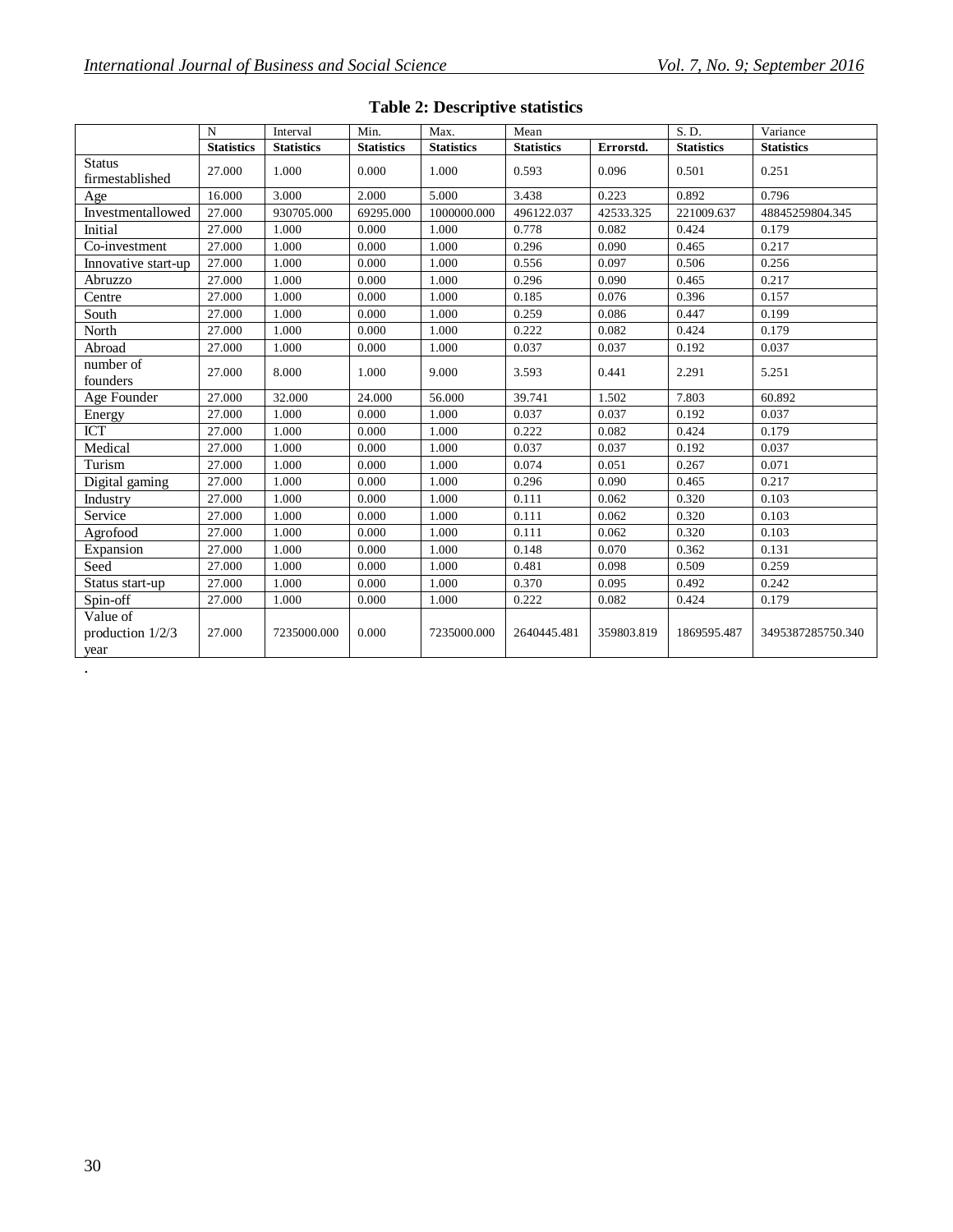**Table 2: Descriptive statistics**

| | N | Interval | Min. | Max. | Mean | | S. D. | Variance |
|---|---|---|---|---|---|---|---|---|
| | **Statistics** | **Statistics** | **Statistics** | **Statistics** | **Statistics** | **Errorstd.** | **Statistics** | **Statistics** |
| Status firmestablished | 27.000 | 1.000 | 0.000 | 1.000 | 0.593 | 0.096 | 0.501 | 0.251 |
| Age | 16.000 | 3.000 | 2.000 | 5.000 | 3.438 | 0.223 | 0.892 | 0.796 |
| Investmentallowed | 27.000 | 930705.000 | 69295.000 | 1000000.000 | 496122.037 | 42533.325 | 221009.637 | 48845259804.345 |
| Initial | 27.000 | 1.000 | 0.000 | 1.000 | 0.778 | 0.082 | 0.424 | 0.179 |
| Co-investment | 27.000 | 1.000 | 0.000 | 1.000 | 0.296 | 0.090 | 0.465 | 0.217 |
| Innovative start-up | 27.000 | 1.000 | 0.000 | 1.000 | 0.556 | 0.097 | 0.506 | 0.256 |
| Abruzzo | 27.000 | 1.000 | 0.000 | 1.000 | 0.296 | 0.090 | 0.465 | 0.217 |
| Centre | 27.000 | 1.000 | 0.000 | 1.000 | 0.185 | 0.076 | 0.396 | 0.157 |
| South | 27.000 | 1.000 | 0.000 | 1.000 | 0.259 | 0.086 | 0.447 | 0.199 |
| North | 27.000 | 1.000 | 0.000 | 1.000 | 0.222 | 0.082 | 0.424 | 0.179 |
| Abroad | 27.000 | 1.000 | 0.000 | 1.000 | 0.037 | 0.037 | 0.192 | 0.037 |
| number of founders | 27.000 | 8.000 | 1.000 | 9.000 | 3.593 | 0.441 | 2.291 | 5.251 |
| Age Founder | 27.000 | 32.000 | 24.000 | 56.000 | 39.741 | 1.502 | 7.803 | 60.892 |
| Energy | 27.000 | 1.000 | 0.000 | 1.000 | 0.037 | 0.037 | 0.192 | 0.037 |
| ICT | 27.000 | 1.000 | 0.000 | 1.000 | 0.222 | 0.082 | 0.424 | 0.179 |
| Medical | 27.000 | 1.000 | 0.000 | 1.000 | 0.037 | 0.037 | 0.192 | 0.037 |
| Turism | 27.000 | 1.000 | 0.000 | 1.000 | 0.074 | 0.051 | 0.267 | 0.071 |
| Digital gaming | 27.000 | 1.000 | 0.000 | 1.000 | 0.296 | 0.090 | 0.465 | 0.217 |
| Industry | 27.000 | 1.000 | 0.000 | 1.000 | 0.111 | 0.062 | 0.320 | 0.103 |
| Service | 27.000 | 1.000 | 0.000 | 1.000 | 0.111 | 0.062 | 0.320 | 0.103 |
| Agrofood | 27.000 | 1.000 | 0.000 | 1.000 | 0.111 | 0.062 | 0.320 | 0.103 |
| Expansion | 27.000 | 1.000 | 0.000 | 1.000 | 0.148 | 0.070 | 0.362 | 0.131 |
| Seed | 27.000 | 1.000 | 0.000 | 1.000 | 0.481 | 0.098 | 0.509 | 0.259 |
| Status start-up | 27.000 | 1.000 | 0.000 | 1.000 | 0.370 | 0.095 | 0.492 | 0.242 |
| Spin-off | 27.000 | 1.000 | 0.000 | 1.000 | 0.222 | 0.082 | 0.424 | 0.179 |
| Value of production 1/2/3 year | 27.000 | 7235000.000 | 0.000 | 7235000.000 | 2640445.481 | 359803.819 | 1869595.487 | 3495387285750.340 |

.